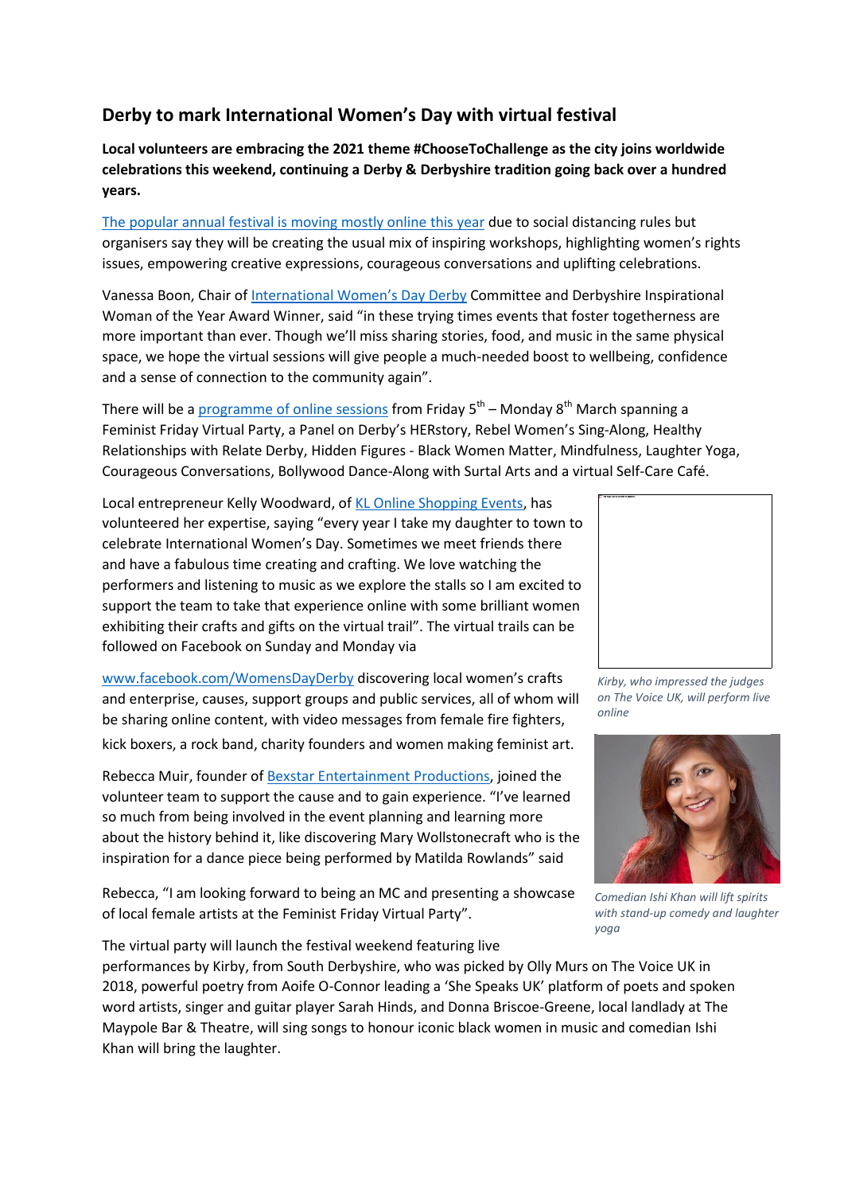## Derby to mark International Women's Day with virtual festival

**Local volunteers are embracing the 2021 theme #ChooseToChallenge as the city joins worldwide celebrations this weekend, continuing a Derby & Derbyshire tradition going back over a hundred years.**

The popular annual festival is moving mostly online this year due to social distancing rules but organisers say they will be creating the usual mix of inspiring workshops, highlighting women's rights issues, empowering creative expressions, courageous conversations and uplifting celebrations.

Vanessa Boon, Chair of International Women's Day Derby Committee and Derbyshire Inspirational Woman of the Year Award Winner, said "in these trying times events that foster togetherness are more important than ever. Though we'll miss sharing stories, food, and music in the same physical space, we hope the virtual sessions will give people a much-needed boost to wellbeing, confidence and a sense of connection to the community again".

There will be a programme of online sessions from Friday 5th – Monday 8th March spanning a Feminist Friday Virtual Party, a Panel on Derby's HERstory, Rebel Women's Sing-Along, Healthy Relationships with Relate Derby, Hidden Figures - Black Women Matter, Mindfulness, Laughter Yoga, Courageous Conversations, Bollywood Dance-Along with Surtal Arts and a virtual Self-Care Café.

Local entrepreneur Kelly Woodward, of KL Online Shopping Events, has volunteered her expertise, saying "every year I take my daughter to town to celebrate International Women's Day. Sometimes we meet friends there and have a fabulous time creating and crafting. We love watching the performers and listening to music as we explore the stalls so I am excited to support the team to take that experience online with some brilliant women exhibiting their crafts and gifts on the virtual trail". The virtual trails can be followed on Facebook on Sunday and Monday via www.facebook.com/WomensDayDerby discovering local women's crafts and enterprise, causes, support groups and public services, all of whom will be sharing online content, with video messages from female fire fighters, kick boxers, a rock band, charity founders and women making feminist art.

*Kirby, who impressed the judges on The Voice UK, will perform live online*

Rebecca Muir, founder of Bexstar Entertainment Productions, joined the volunteer team to support the cause and to gain experience. "I've learned so much from being involved in the event planning and learning more about the history behind it, like discovering Mary Wollstonecraft who is the inspiration for a dance piece being performed by Matilda Rowlands" said Rebecca, "I am looking forward to being an MC and presenting a showcase of local female artists at the Feminist Friday Virtual Party".

*Comedian Ishi Khan will lift spirits with stand-up comedy and laughter yoga*

The virtual party will launch the festival weekend featuring live performances by Kirby, from South Derbyshire, who was picked by Olly Murs on The Voice UK in 2018, powerful poetry from Aoife O-Connor leading a 'She Speaks UK' platform of poets and spoken word artists, singer and guitar player Sarah Hinds, and Donna Briscoe-Greene, local landlady at The Maypole Bar & Theatre, will sing songs to honour iconic black women in music and comedian Ishi Khan will bring the laughter.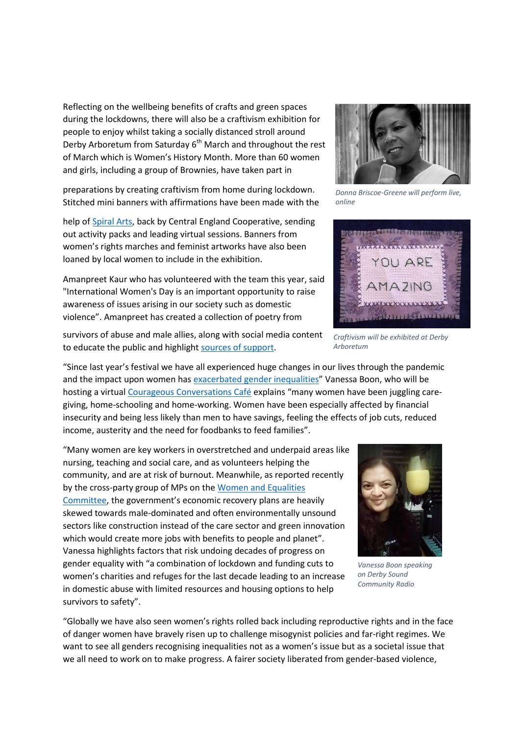Reflecting on the wellbeing benefits of crafts and green spaces during the lockdowns, there will also be a craftivism exhibition for people to enjoy whilst taking a socially distanced stroll around Derby Arboretum from Saturday 6th March and throughout the rest of March which is Women's History Month. More than 60 women and girls, including a group of Brownies, have taken part in preparations by creating craftivism from home during lockdown. Stitched mini banners with affirmations have been made with the help of Spiral Arts, back by Central England Cooperative, sending out activity packs and leading virtual sessions. Banners from women's rights marches and feminist artworks have also been loaned by local women to include in the exhibition.

*Donna Briscoe-Greene will perform live, online*

*Craftivism will be exhibited at Derby Arboretum*

Amanpreet Kaur who has volunteered with the team this year, said "International Women's Day is an important opportunity to raise awareness of issues arising in our society such as domestic violence". Amanpreet has created a collection of poetry from survivors of abuse and male allies, along with social media content to educate the public and highlight sources of support.

"Since last year's festival we have all experienced huge changes in our lives through the pandemic and the impact upon women has exacerbated gender inequalities" Vanessa Boon, who will be hosting a virtual Courageous Conversations Café explains "many women have been juggling care-giving, home-schooling and home-working. Women have been especially affected by financial insecurity and being less likely than men to have savings, feeling the effects of job cuts, reduced income, austerity and the need for foodbanks to feed families".

"Many women are key workers in overstretched and underpaid areas like nursing, teaching and social care, and as volunteers helping the community, and are at risk of burnout. Meanwhile, as reported recently by the cross-party group of MPs on the Women and Equalities Committee, the government's economic recovery plans are heavily skewed towards male-dominated and often environmentally unsound sectors like construction instead of the care sector and green innovation which would create more jobs with benefits to people and planet". Vanessa highlights factors that risk undoing decades of progress on gender equality with "a combination of lockdown and funding cuts to women's charities and refuges for the last decade leading to an increase in domestic abuse with limited resources and housing options to help survivors to safety".

*Vanessa Boon speaking on Derby Sound Community Radio*

"Globally we have also seen women's rights rolled back including reproductive rights and in the face of danger women have bravely risen up to challenge misogynist policies and far-right regimes. We want to see all genders recognising inequalities not as a women's issue but as a societal issue that we all need to work on to make progress. A fairer society liberated from gender-based violence,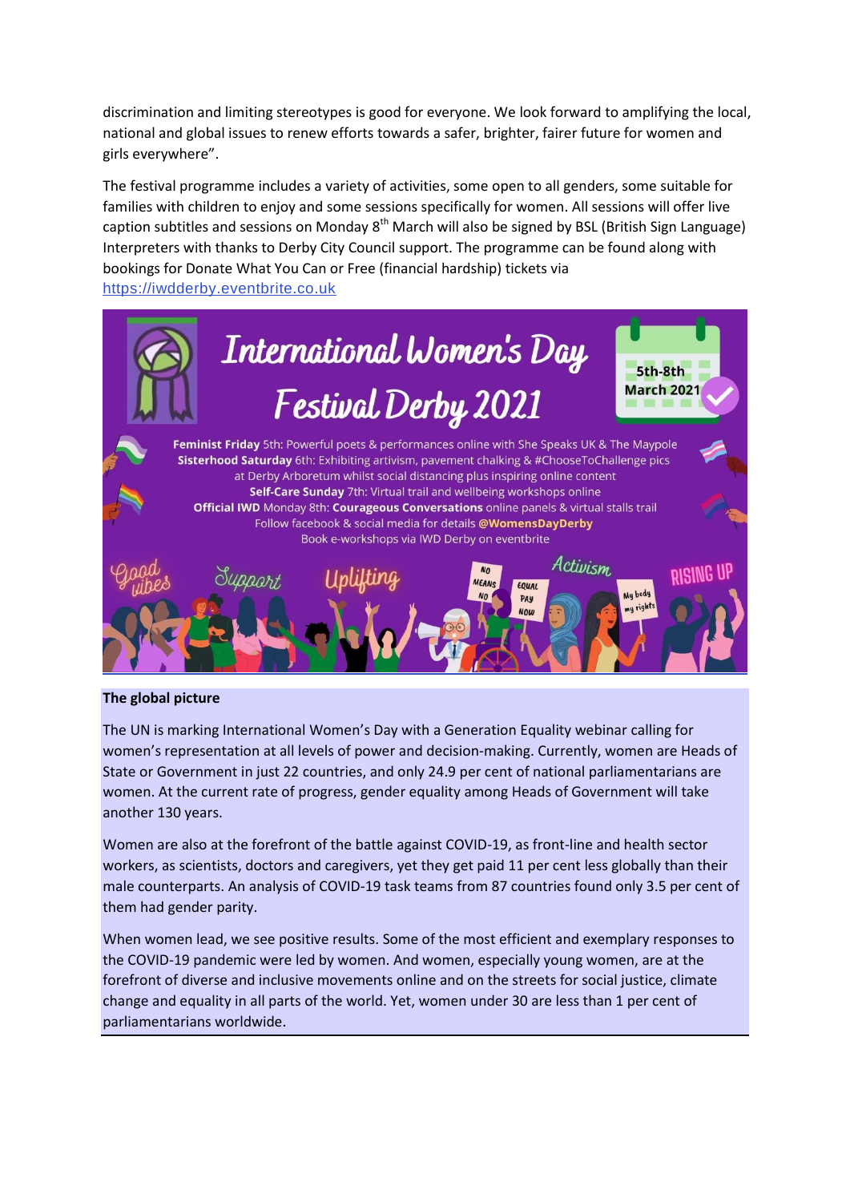discrimination and limiting stereotypes is good for everyone. We look forward to amplifying the local, national and global issues to renew efforts towards a safer, brighter, fairer future for women and girls everywhere".

The festival programme includes a variety of activities, some open to all genders, some suitable for families with children to enjoy and some sessions specifically for women. All sessions will offer live caption subtitles and sessions on Monday 8th March will also be signed by BSL (British Sign Language) Interpreters with thanks to Derby City Council support. The programme can be found along with bookings for Donate What You Can or Free (financial hardship) tickets via https://iwdderby.eventbrite.co.uk

**International Women's Day Festival Derby 2021**

**5th-8th March 2021**

**Feminist Friday** 5th: Powerful poets & performances online with She Speaks UK & The Maypole
**Sisterhood Saturday** 6th: Exhibiting artivism, pavement chalking & #ChooseToChallenge pics at Derby Arboretum whilst social distancing plus inspiring online content
**Self-Care Sunday** 7th: Virtual trail and wellbeing workshops online
**Official IWD** Monday 8th: **Courageous Conversations** online panels & virtual stalls trail
Follow facebook & social media for details **@WomensDayDerby**
Book e-workshops via IWD Derby on eventbrite

Good vibes · Support · Uplifting · Activism · RISING UP

**The global picture**

The UN is marking International Women's Day with a Generation Equality webinar calling for women's representation at all levels of power and decision-making. Currently, women are Heads of State or Government in just 22 countries, and only 24.9 per cent of national parliamentarians are women. At the current rate of progress, gender equality among Heads of Government will take another 130 years.

Women are also at the forefront of the battle against COVID-19, as front-line and health sector workers, as scientists, doctors and caregivers, yet they get paid 11 per cent less globally than their male counterparts. An analysis of COVID-19 task teams from 87 countries found only 3.5 per cent of them had gender parity.

When women lead, we see positive results. Some of the most efficient and exemplary responses to the COVID-19 pandemic were led by women. And women, especially young women, are at the forefront of diverse and inclusive movements online and on the streets for social justice, climate change and equality in all parts of the world. Yet, women under 30 are less than 1 per cent of parliamentarians worldwide.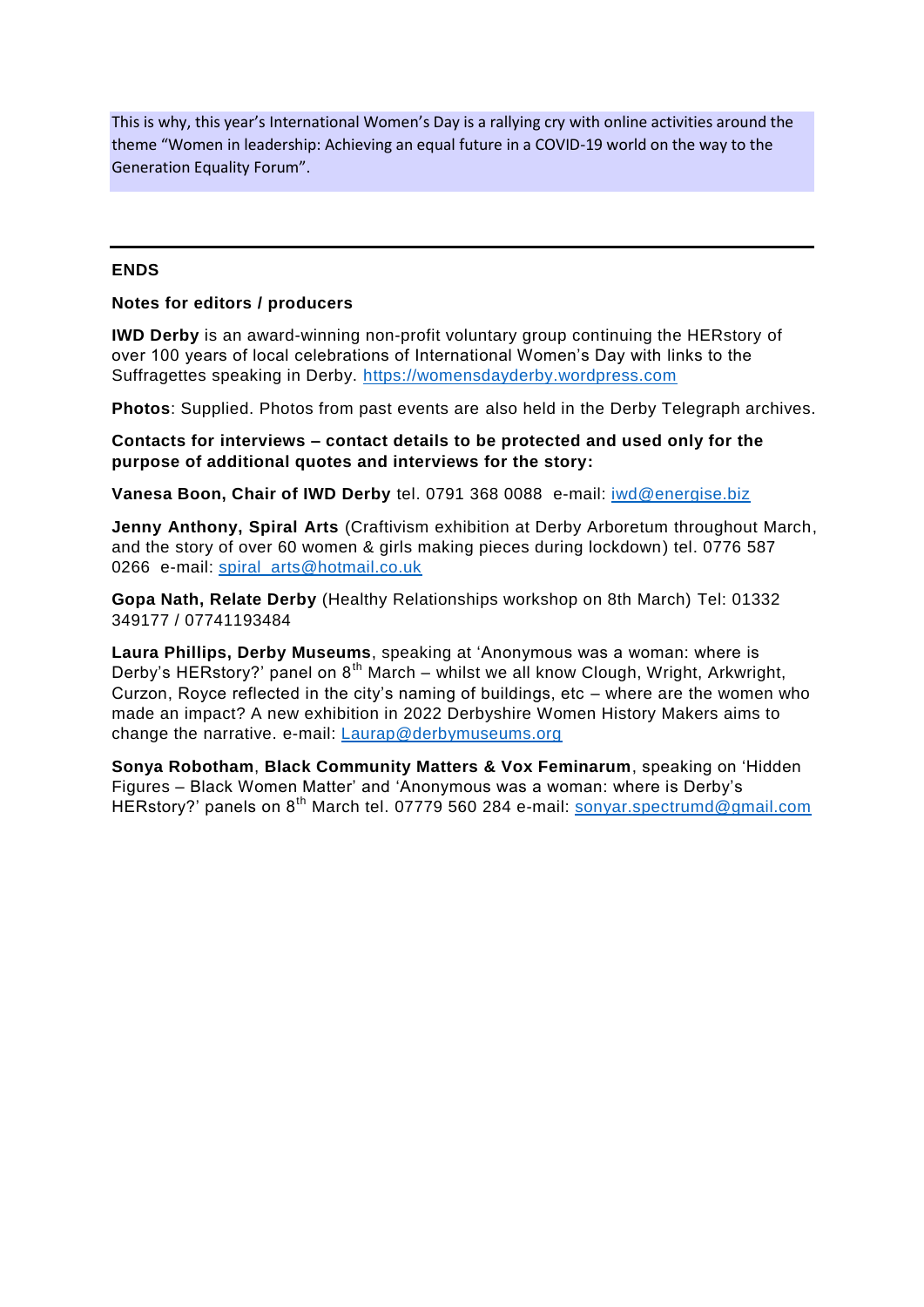This is why, this year's International Women's Day is a rallying cry with online activities around the theme "Women in leadership: Achieving an equal future in a COVID-19 world on the way to the Generation Equality Forum".

---

**ENDS**

**Notes for editors / producers**

**IWD Derby** is an award-winning non-profit voluntary group continuing the HERstory of over 100 years of local celebrations of International Women's Day with links to the Suffragettes speaking in Derby. https://womensdayderby.wordpress.com

**Photos**: Supplied. Photos from past events are also held in the Derby Telegraph archives.

**Contacts for interviews – contact details to be protected and used only for the purpose of additional quotes and interviews for the story:**

**Vanesa Boon, Chair of IWD Derby** tel. 0791 368 0088 e-mail: iwd@energise.biz

**Jenny Anthony, Spiral Arts** (Craftivism exhibition at Derby Arboretum throughout March, and the story of over 60 women & girls making pieces during lockdown) tel. 0776 587 0266 e-mail: spiral_arts@hotmail.co.uk

**Gopa Nath, Relate Derby** (Healthy Relationships workshop on 8th March) Tel: 01332 349177 / 07741193484

**Laura Phillips, Derby Museums**, speaking at 'Anonymous was a woman: where is Derby's HERstory?' panel on 8th March – whilst we all know Clough, Wright, Arkwright, Curzon, Royce reflected in the city's naming of buildings, etc – where are the women who made an impact? A new exhibition in 2022 Derbyshire Women History Makers aims to change the narrative. e-mail: Laurap@derbymuseums.org

**Sonya Robotham**, **Black Community Matters & Vox Feminarum**, speaking on 'Hidden Figures – Black Women Matter' and 'Anonymous was a woman: where is Derby's HERstory?' panels on 8th March tel. 07779 560 284 e-mail: sonyar.spectrumd@gmail.com